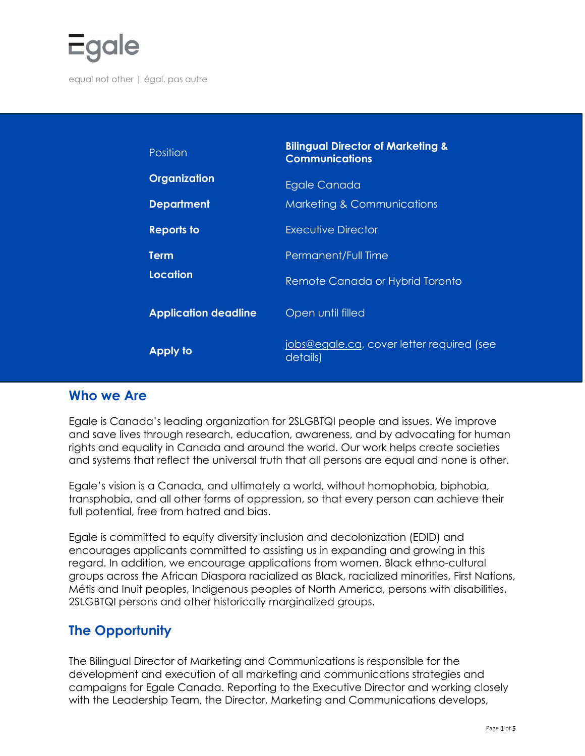# Egale

equal not other | égal, pas autre

| | |
|---|---|
| Position | **Bilingual Director of Marketing & Communications** |
| **Organization** | Egale Canada |
| **Department** | Marketing & Communications |
| **Reports to** | Executive Director |
| **Term** | Permanent/Full Time |
| **Location** | Remote Canada or Hybrid Toronto |
| **Application deadline** | Open until filled |
| **Apply to** | jobs@egale.ca, cover letter required (see details) |

## Who we Are

Egale is Canada's leading organization for 2SLGBTQI people and issues. We improve and save lives through research, education, awareness, and by advocating for human rights and equality in Canada and around the world. Our work helps create societies and systems that reflect the universal truth that all persons are equal and none is other.

Egale's vision is a Canada, and ultimately a world, without homophobia, biphobia, transphobia, and all other forms of oppression, so that every person can achieve their full potential, free from hatred and bias.

Egale is committed to equity diversity inclusion and decolonization (EDID) and encourages applicants committed to assisting us in expanding and growing in this regard. In addition, we encourage applications from women, Black ethno-cultural groups across the African Diaspora racialized as Black, racialized minorities, First Nations, Métis and Inuit peoples, Indigenous peoples of North America, persons with disabilities, 2SLGBTQI persons and other historically marginalized groups.

## The Opportunity

The Bilingual Director of Marketing and Communications is responsible for the development and execution of all marketing and communications strategies and campaigns for Egale Canada. Reporting to the Executive Director and working closely with the Leadership Team, the Director, Marketing and Communications develops,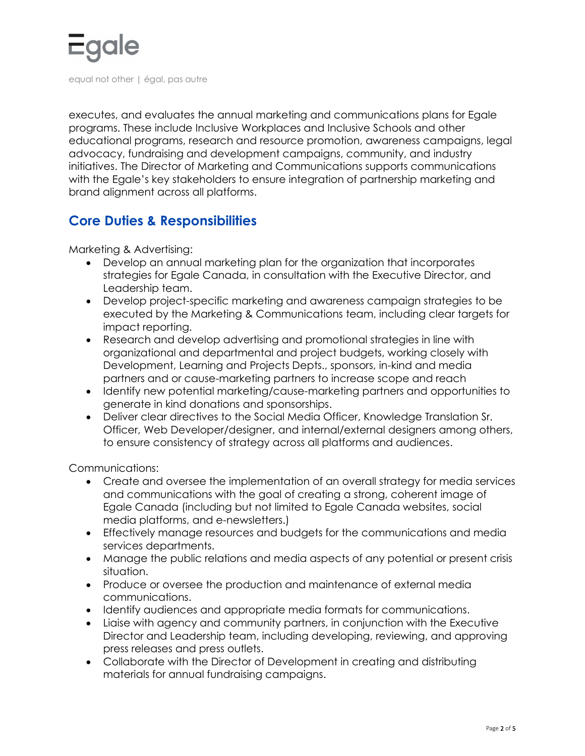executes, and evaluates the annual marketing and communications plans for Egale programs. These include Inclusive Workplaces and Inclusive Schools and other educational programs, research and resource promotion, awareness campaigns, legal advocacy, fundraising and development campaigns, community, and industry initiatives. The Director of Marketing and Communications supports communications with the Egale's key stakeholders to ensure integration of partnership marketing and brand alignment across all platforms.

## Core Duties & Responsibilities

Marketing & Advertising:

- Develop an annual marketing plan for the organization that incorporates strategies for Egale Canada, in consultation with the Executive Director, and Leadership team.
- Develop project-specific marketing and awareness campaign strategies to be executed by the Marketing & Communications team, including clear targets for impact reporting.
- Research and develop advertising and promotional strategies in line with organizational and departmental and project budgets, working closely with Development, Learning and Projects Depts., sponsors, in-kind and media partners and or cause-marketing partners to increase scope and reach
- Identify new potential marketing/cause-marketing partners and opportunities to generate in kind donations and sponsorships.
- Deliver clear directives to the Social Media Officer, Knowledge Translation Sr. Officer, Web Developer/designer, and internal/external designers among others, to ensure consistency of strategy across all platforms and audiences.

Communications:

- Create and oversee the implementation of an overall strategy for media services and communications with the goal of creating a strong, coherent image of Egale Canada (including but not limited to Egale Canada websites, social media platforms, and e-newsletters.)
- Effectively manage resources and budgets for the communications and media services departments.
- Manage the public relations and media aspects of any potential or present crisis situation.
- Produce or oversee the production and maintenance of external media communications.
- Identify audiences and appropriate media formats for communications.
- Liaise with agency and community partners, in conjunction with the Executive Director and Leadership team, including developing, reviewing, and approving press releases and press outlets.
- Collaborate with the Director of Development in creating and distributing materials for annual fundraising campaigns.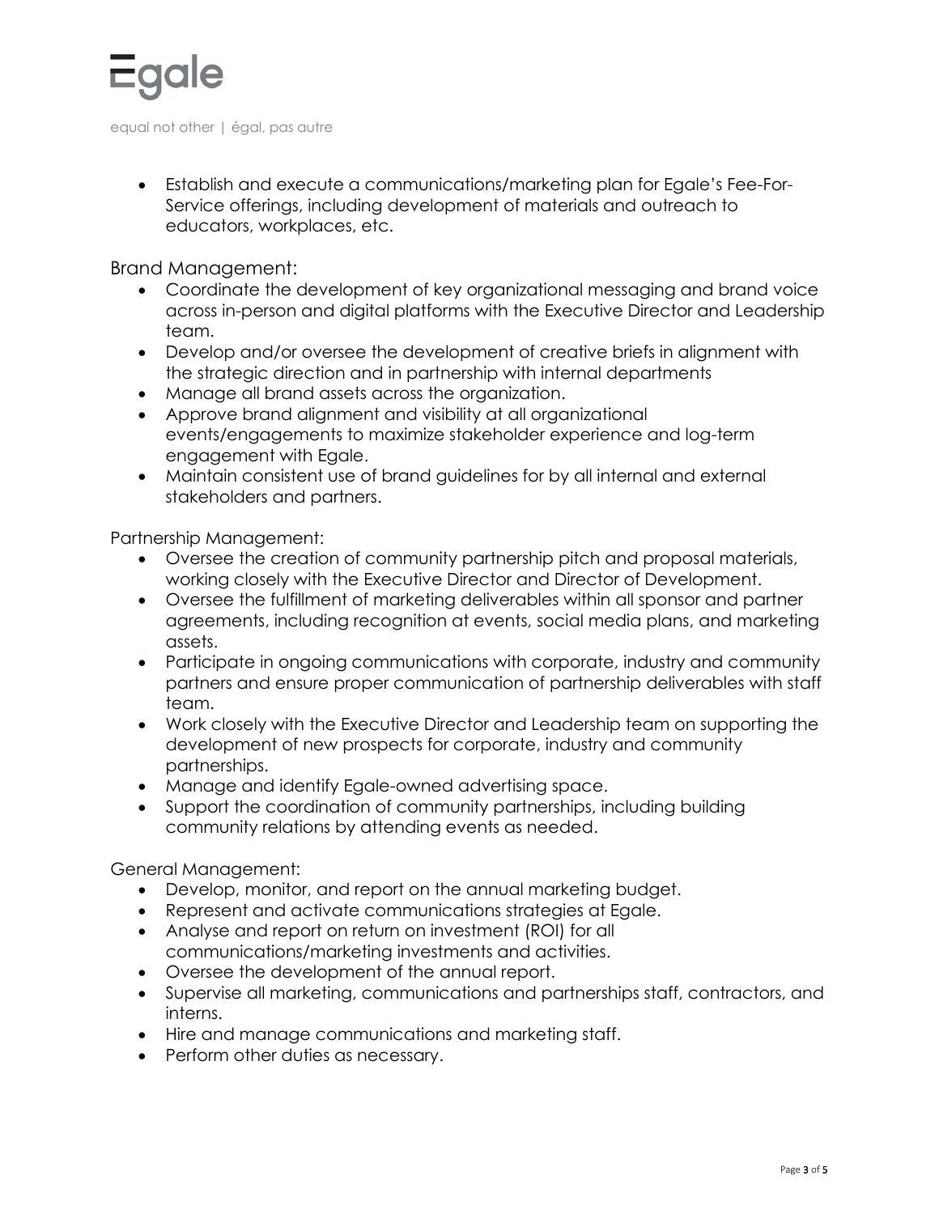- Establish and execute a communications/marketing plan for Egale's Fee-For-Service offerings, including development of materials and outreach to educators, workplaces, etc.

Brand Management:

- Coordinate the development of key organizational messaging and brand voice across in-person and digital platforms with the Executive Director and Leadership team.
- Develop and/or oversee the development of creative briefs in alignment with the strategic direction and in partnership with internal departments
- Manage all brand assets across the organization.
- Approve brand alignment and visibility at all organizational events/engagements to maximize stakeholder experience and log-term engagement with Egale.
- Maintain consistent use of brand guidelines for by all internal and external stakeholders and partners.

Partnership Management:

- Oversee the creation of community partnership pitch and proposal materials, working closely with the Executive Director and Director of Development.
- Oversee the fulfillment of marketing deliverables within all sponsor and partner agreements, including recognition at events, social media plans, and marketing assets.
- Participate in ongoing communications with corporate, industry and community partners and ensure proper communication of partnership deliverables with staff team.
- Work closely with the Executive Director and Leadership team on supporting the development of new prospects for corporate, industry and community partnerships.
- Manage and identify Egale-owned advertising space.
- Support the coordination of community partnerships, including building community relations by attending events as needed.

General Management:

- Develop, monitor, and report on the annual marketing budget.
- Represent and activate communications strategies at Egale.
- Analyse and report on return on investment (ROI) for all communications/marketing investments and activities.
- Oversee the development of the annual report.
- Supervise all marketing, communications and partnerships staff, contractors, and interns.
- Hire and manage communications and marketing staff.
- Perform other duties as necessary.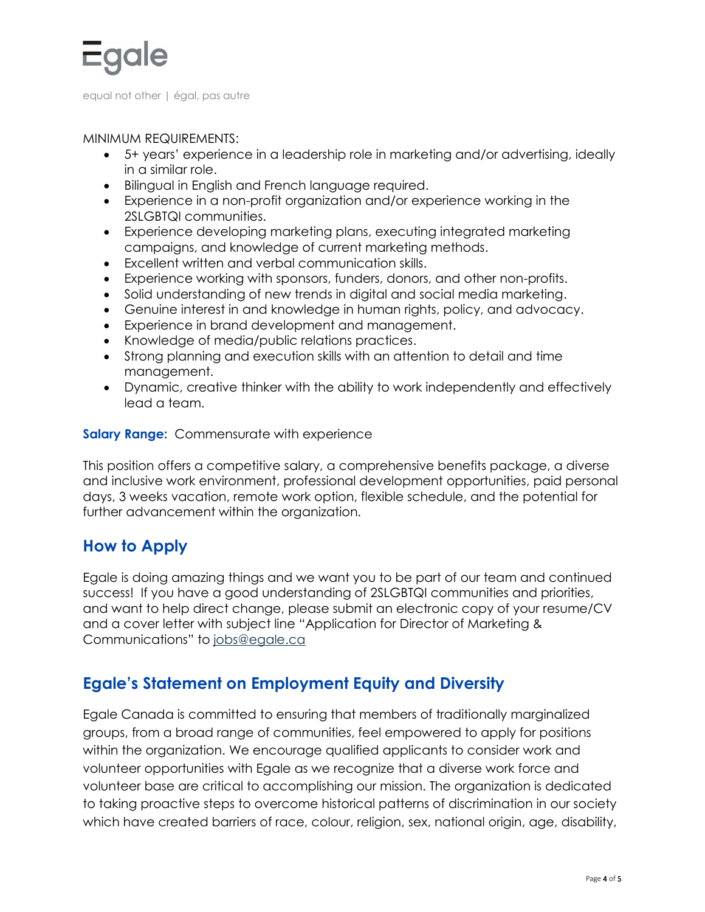MINIMUM REQUIREMENTS:

- 5+ years' experience in a leadership role in marketing and/or advertising, ideally in a similar role.
- Bilingual in English and French language required.
- Experience in a non-profit organization and/or experience working in the 2SLGBTQI communities.
- Experience developing marketing plans, executing integrated marketing campaigns, and knowledge of current marketing methods.
- Excellent written and verbal communication skills.
- Experience working with sponsors, funders, donors, and other non-profits.
- Solid understanding of new trends in digital and social media marketing.
- Genuine interest in and knowledge in human rights, policy, and advocacy.
- Experience in brand development and management.
- Knowledge of media/public relations practices.
- Strong planning and execution skills with an attention to detail and time management.
- Dynamic, creative thinker with the ability to work independently and effectively lead a team.

**Salary Range:** Commensurate with experience

This position offers a competitive salary, a comprehensive benefits package, a diverse and inclusive work environment, professional development opportunities, paid personal days, 3 weeks vacation, remote work option, flexible schedule, and the potential for further advancement within the organization.

## How to Apply

Egale is doing amazing things and we want you to be part of our team and continued success! If you have a good understanding of 2SLGBTQI communities and priorities, and want to help direct change, please submit an electronic copy of your resume/CV and a cover letter with subject line "Application for Director of Marketing & Communications" to jobs@egale.ca

## Egale's Statement on Employment Equity and Diversity

Egale Canada is committed to ensuring that members of traditionally marginalized groups, from a broad range of communities, feel empowered to apply for positions within the organization. We encourage qualified applicants to consider work and volunteer opportunities with Egale as we recognize that a diverse work force and volunteer base are critical to accomplishing our mission. The organization is dedicated to taking proactive steps to overcome historical patterns of discrimination in our society which have created barriers of race, colour, religion, sex, national origin, age, disability,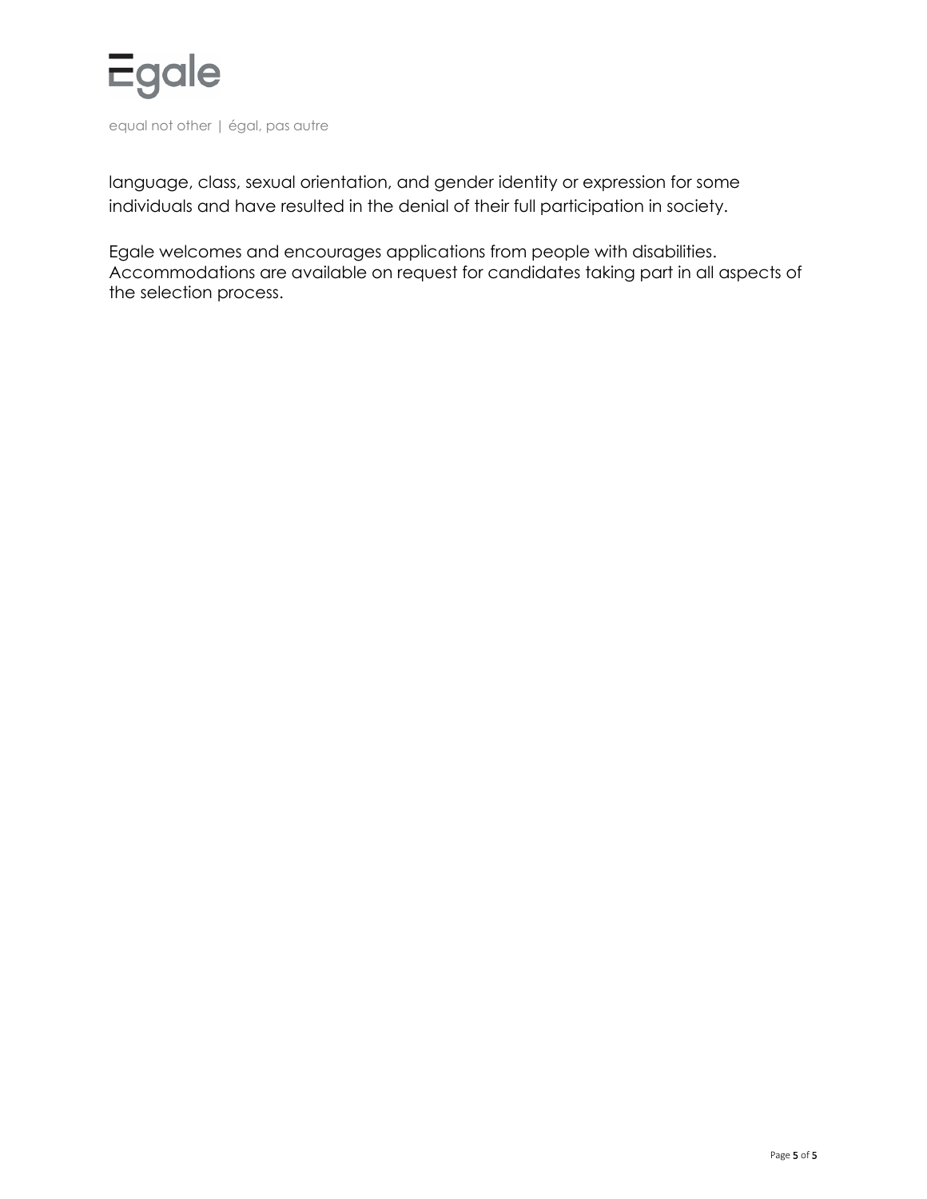language, class, sexual orientation, and gender identity or expression for some individuals and have resulted in the denial of their full participation in society.

Egale welcomes and encourages applications from people with disabilities. Accommodations are available on request for candidates taking part in all aspects of the selection process.